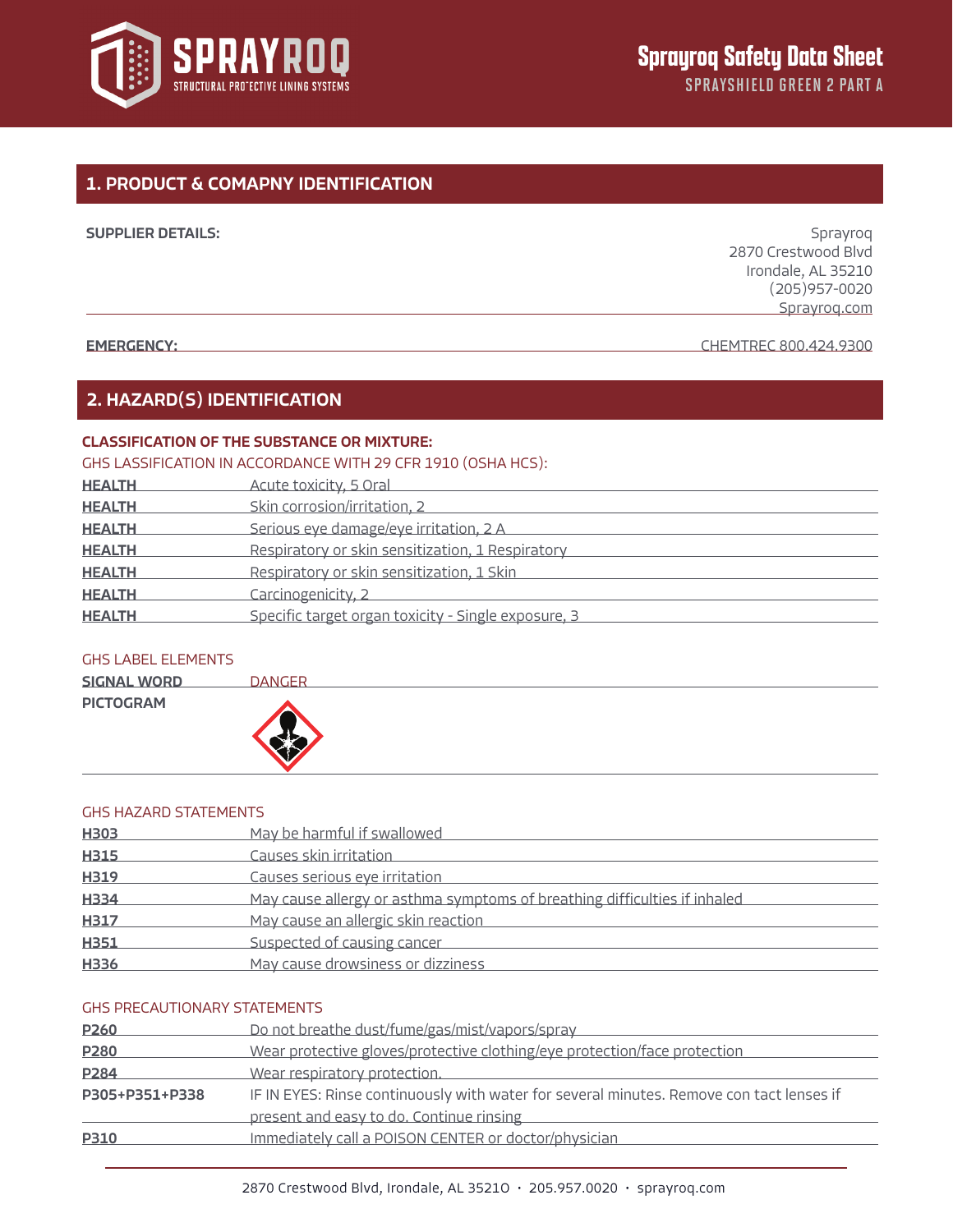**Sprayroq Safety Data Sheet**
SPRAYSHIELD GREEN 2 PART A

## 1. PRODUCT & COMAPNY IDENTIFICATION

**SUPPLIER DETAILS:**

Sprayroq
2870 Crestwood Blvd
Irondale, AL 35210
(205)957-0020
Sprayroq.com

**EMERGENCY:** CHEMTREC 800.424.9300

## 2. HAZARD(S) IDENTIFICATION

**CLASSIFICATION OF THE SUBSTANCE OR MIXTURE:**

GHS LASSIFICATION IN ACCORDANCE WITH 29 CFR 1910 (OSHA HCS):

| | |
|---|---|
| **HEALTH** | Acute toxicity, 5 Oral |
| **HEALTH** | Skin corrosion/irritation, 2 |
| **HEALTH** | Serious eye damage/eye irritation, 2 A |
| **HEALTH** | Respiratory or skin sensitization, 1 Respiratory |
| **HEALTH** | Respiratory or skin sensitization, 1 Skin |
| **HEALTH** | Carcinogenicity, 2 |
| **HEALTH** | Specific target organ toxicity - Single exposure, 3 |

GHS LABEL ELEMENTS

| | |
|---|---|
| **SIGNAL WORD** | DANGER |
| **PICTOGRAM** | |

GHS HAZARD STATEMENTS

| | |
|---|---|
| **H303** | May be harmful if swallowed |
| **H315** | Causes skin irritation |
| **H319** | Causes serious eye irritation |
| **H334** | May cause allergy or asthma symptoms of breathing difficulties if inhaled |
| **H317** | May cause an allergic skin reaction |
| **H351** | Suspected of causing cancer |
| **H336** | May cause drowsiness or dizziness |

GHS PRECAUTIONARY STATEMENTS

| | |
|---|---|
| **P260** | Do not breathe dust/fume/gas/mist/vapors/spray |
| **P280** | Wear protective gloves/protective clothing/eye protection/face protection |
| **P284** | Wear respiratory protection. |
| **P305+P351+P338** | IF IN EYES: Rinse continuously with water for several minutes. Remove con tact lenses if present and easy to do. Continue rinsing |
| **P310** | Immediately call a POISON CENTER or doctor/physician |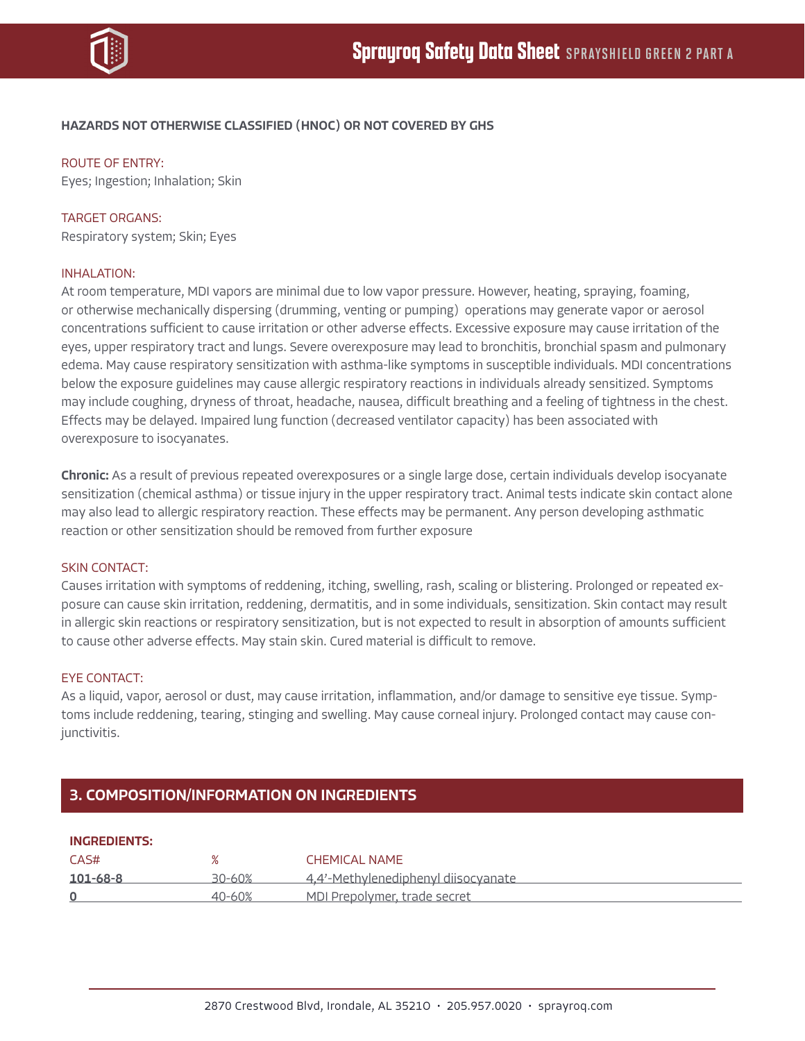**HAZARDS NOT OTHERWISE CLASSIFIED (HNOC) OR NOT COVERED BY GHS**

ROUTE OF ENTRY:
Eyes; Ingestion; Inhalation; Skin

TARGET ORGANS:
Respiratory system; Skin; Eyes

INHALATION:
At room temperature, MDI vapors are minimal due to low vapor pressure. However, heating, spraying, foaming, or otherwise mechanically dispersing (drumming, venting or pumping) operations may generate vapor or aerosol concentrations sufficient to cause irritation or other adverse effects. Excessive exposure may cause irritation of the eyes, upper respiratory tract and lungs. Severe overexposure may lead to bronchitis, bronchial spasm and pulmonary edema. May cause respiratory sensitization with asthma-like symptoms in susceptible individuals. MDI concentrations below the exposure guidelines may cause allergic respiratory reactions in individuals already sensitized. Symptoms may include coughing, dryness of throat, headache, nausea, difficult breathing and a feeling of tightness in the chest. Effects may be delayed. Impaired lung function (decreased ventilator capacity) has been associated with overexposure to isocyanates.

**Chronic:** As a result of previous repeated overexposures or a single large dose, certain individuals develop isocyanate sensitization (chemical asthma) or tissue injury in the upper respiratory tract. Animal tests indicate skin contact alone may also lead to allergic respiratory reaction. These effects may be permanent. Any person developing asthmatic reaction or other sensitization should be removed from further exposure

SKIN CONTACT:
Causes irritation with symptoms of reddening, itching, swelling, rash, scaling or blistering. Prolonged or repeated exposure can cause skin irritation, reddening, dermatitis, and in some individuals, sensitization. Skin contact may result in allergic skin reactions or respiratory sensitization, but is not expected to result in absorption of amounts sufficient to cause other adverse effects. May stain skin. Cured material is difficult to remove.

EYE CONTACT:
As a liquid, vapor, aerosol or dust, may cause irritation, inflammation, and/or damage to sensitive eye tissue. Symptoms include reddening, tearing, stinging and swelling. May cause corneal injury. Prolonged contact may cause conjunctivitis.

## 3. COMPOSITION/INFORMATION ON INGREDIENTS

**INGREDIENTS:**

| CAS# | % | CHEMICAL NAME |
|---|---|---|
| **101-68-8** | 30-60% | 4,4'-Methylenediphenyl diisocyanate |
| **0** | 40-60% | MDI Prepolymer, trade secret |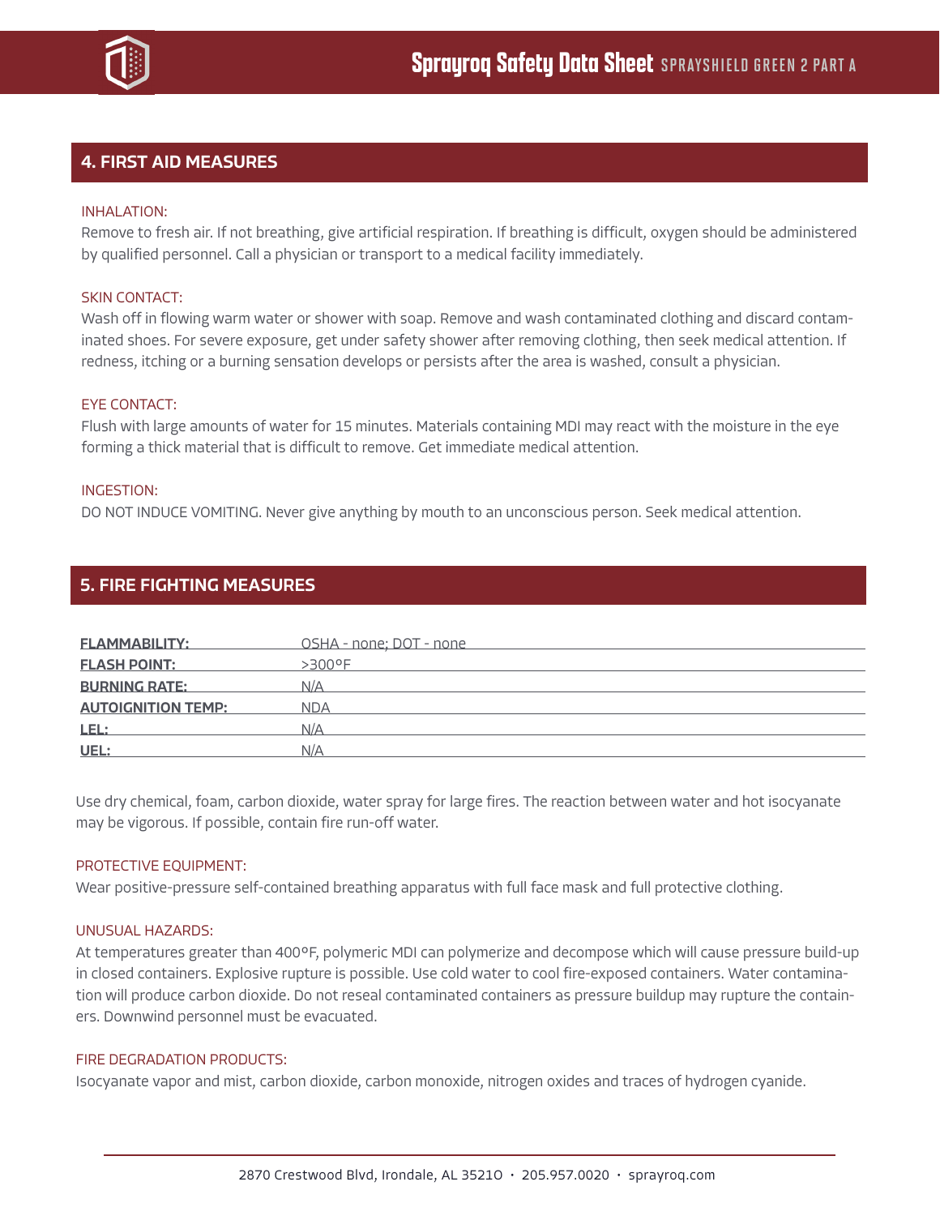## 4. FIRST AID MEASURES

INHALATION:

Remove to fresh air. If not breathing, give artificial respiration. If breathing is difficult, oxygen should be administered by qualified personnel. Call a physician or transport to a medical facility immediately.

SKIN CONTACT:

Wash off in flowing warm water or shower with soap. Remove and wash contaminated clothing and discard contaminated shoes. For severe exposure, get under safety shower after removing clothing, then seek medical attention. If redness, itching or a burning sensation develops or persists after the area is washed, consult a physician.

EYE CONTACT:

Flush with large amounts of water for 15 minutes. Materials containing MDI may react with the moisture in the eye forming a thick material that is difficult to remove. Get immediate medical attention.

INGESTION:

DO NOT INDUCE VOMITING. Never give anything by mouth to an unconscious person. Seek medical attention.

## 5. FIRE FIGHTING MEASURES

| | |
|---|---|
| **FLAMMABILITY:** | OSHA - none; DOT - none |
| **FLASH POINT:** | >300°F |
| **BURNING RATE:** | N/A |
| **AUTOIGNITION TEMP:** | NDA |
| **LEL:** | N/A |
| **UEL:** | N/A |

Use dry chemical, foam, carbon dioxide, water spray for large fires. The reaction between water and hot isocyanate may be vigorous. If possible, contain fire run-off water.

PROTECTIVE EQUIPMENT:

Wear positive-pressure self-contained breathing apparatus with full face mask and full protective clothing.

UNUSUAL HAZARDS:

At temperatures greater than 400°F, polymeric MDI can polymerize and decompose which will cause pressure build-up in closed containers. Explosive rupture is possible. Use cold water to cool fire-exposed containers. Water contamination will produce carbon dioxide. Do not reseal contaminated containers as pressure buildup may rupture the containers. Downwind personnel must be evacuated.

FIRE DEGRADATION PRODUCTS:

Isocyanate vapor and mist, carbon dioxide, carbon monoxide, nitrogen oxides and traces of hydrogen cyanide.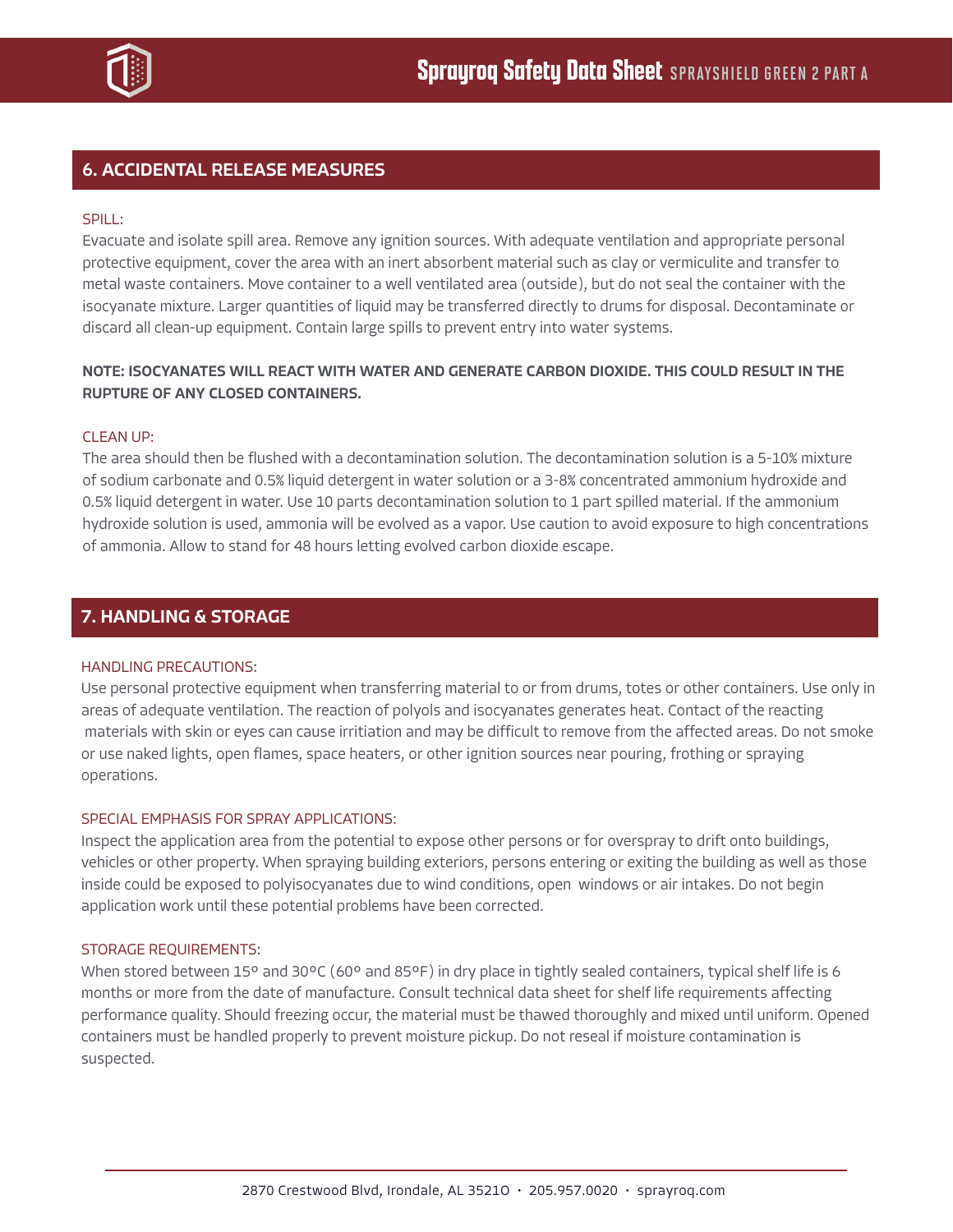## 6. ACCIDENTAL RELEASE MEASURES

SPILL:

Evacuate and isolate spill area. Remove any ignition sources. With adequate ventilation and appropriate personal protective equipment, cover the area with an inert absorbent material such as clay or vermiculite and transfer to metal waste containers. Move container to a well ventilated area (outside), but do not seal the container with the isocyanate mixture. Larger quantities of liquid may be transferred directly to drums for disposal. Decontaminate or discard all clean-up equipment. Contain large spills to prevent entry into water systems.

**NOTE: ISOCYANATES WILL REACT WITH WATER AND GENERATE CARBON DIOXIDE. THIS COULD RESULT IN THE RUPTURE OF ANY CLOSED CONTAINERS.**

CLEAN UP:

The area should then be flushed with a decontamination solution. The decontamination solution is a 5-10% mixture of sodium carbonate and 0.5% liquid detergent in water solution or a 3-8% concentrated ammonium hydroxide and 0.5% liquid detergent in water. Use 10 parts decontamination solution to 1 part spilled material. If the ammonium hydroxide solution is used, ammonia will be evolved as a vapor. Use caution to avoid exposure to high concentrations of ammonia. Allow to stand for 48 hours letting evolved carbon dioxide escape.

## 7. HANDLING & STORAGE

HANDLING PRECAUTIONS:

Use personal protective equipment when transferring material to or from drums, totes or other containers. Use only in areas of adequate ventilation. The reaction of polyols and isocyanates generates heat. Contact of the reacting materials with skin or eyes can cause irritiation and may be difficult to remove from the affected areas. Do not smoke or use naked lights, open flames, space heaters, or other ignition sources near pouring, frothing or spraying operations.

SPECIAL EMPHASIS FOR SPRAY APPLICATIONS:

Inspect the application area from the potential to expose other persons or for overspray to drift onto buildings, vehicles or other property. When spraying building exteriors, persons entering or exiting the building as well as those inside could be exposed to polyisocyanates due to wind conditions, open windows or air intakes. Do not begin application work until these potential problems have been corrected.

STORAGE REQUIREMENTS:

When stored between 15º and 30ºC (60º and 85ºF) in dry place in tightly sealed containers, typical shelf life is 6 months or more from the date of manufacture. Consult technical data sheet for shelf life requirements affecting performance quality. Should freezing occur, the material must be thawed thoroughly and mixed until uniform. Opened containers must be handled properly to prevent moisture pickup. Do not reseal if moisture contamination is suspected.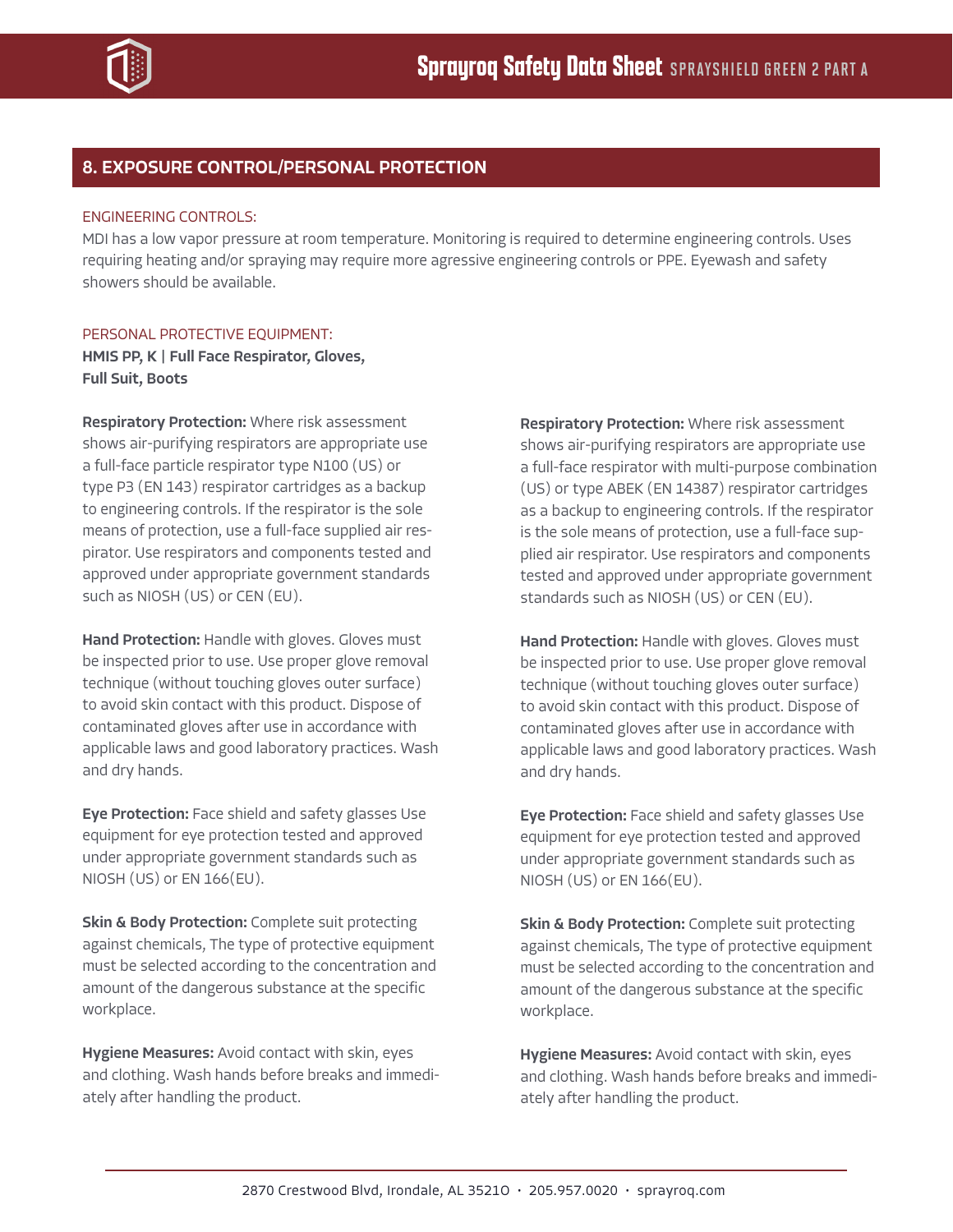## 8. EXPOSURE CONTROL/PERSONAL PROTECTION

ENGINEERING CONTROLS:

MDI has a low vapor pressure at room temperature. Monitoring is required to determine engineering controls. Uses requiring heating and/or spraying may require more agressive engineering controls or PPE. Eyewash and safety showers should be available.

PERSONAL PROTECTIVE EQUIPMENT:

**HMIS PP, K | Full Face Respirator, Gloves, Full Suit, Boots**

**Respiratory Protection:** Where risk assessment shows air-purifying respirators are appropriate use a full-face particle respirator type N100 (US) or type P3 (EN 143) respirator cartridges as a backup to engineering controls. If the respirator is the sole means of protection, use a full-face supplied air respirator. Use respirators and components tested and approved under appropriate government standards such as NIOSH (US) or CEN (EU).

**Hand Protection:** Handle with gloves. Gloves must be inspected prior to use. Use proper glove removal technique (without touching gloves outer surface) to avoid skin contact with this product. Dispose of contaminated gloves after use in accordance with applicable laws and good laboratory practices. Wash and dry hands.

**Eye Protection:** Face shield and safety glasses Use equipment for eye protection tested and approved under appropriate government standards such as NIOSH (US) or EN 166(EU).

**Skin & Body Protection:** Complete suit protecting against chemicals, The type of protective equipment must be selected according to the concentration and amount of the dangerous substance at the specific workplace.

**Hygiene Measures:** Avoid contact with skin, eyes and clothing. Wash hands before breaks and immediately after handling the product.

**Respiratory Protection:** Where risk assessment shows air-purifying respirators are appropriate use a full-face respirator with multi-purpose combination (US) or type ABEK (EN 14387) respirator cartridges as a backup to engineering controls. If the respirator is the sole means of protection, use a full-face supplied air respirator. Use respirators and components tested and approved under appropriate government standards such as NIOSH (US) or CEN (EU).

**Hand Protection:** Handle with gloves. Gloves must be inspected prior to use. Use proper glove removal technique (without touching gloves outer surface) to avoid skin contact with this product. Dispose of contaminated gloves after use in accordance with applicable laws and good laboratory practices. Wash and dry hands.

**Eye Protection:** Face shield and safety glasses Use equipment for eye protection tested and approved under appropriate government standards such as NIOSH (US) or EN 166(EU).

**Skin & Body Protection:** Complete suit protecting against chemicals, The type of protective equipment must be selected according to the concentration and amount of the dangerous substance at the specific workplace.

**Hygiene Measures:** Avoid contact with skin, eyes and clothing. Wash hands before breaks and immediately after handling the product.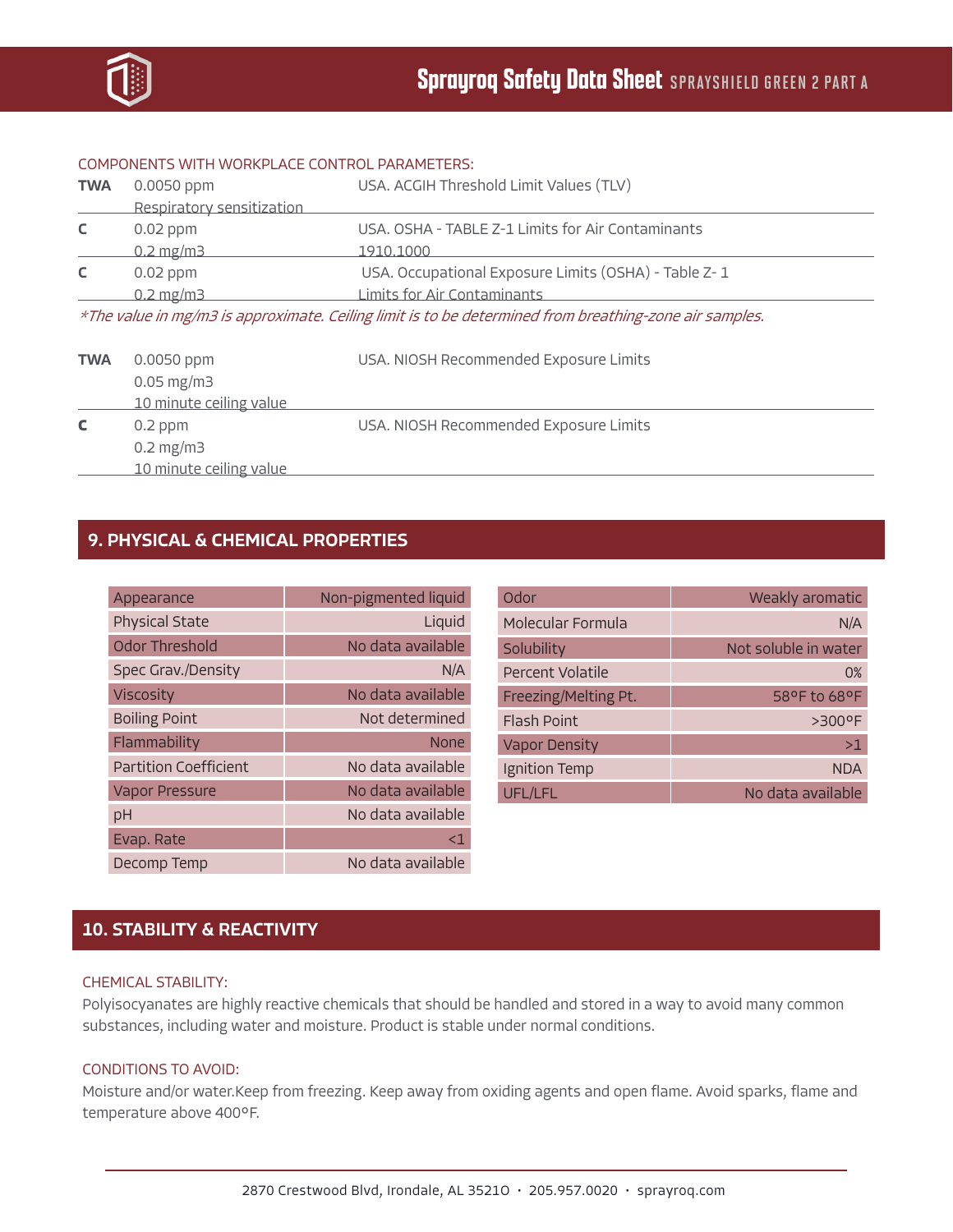COMPONENTS WITH WORKPLACE CONTROL PARAMETERS:

| | | |
|---|---|---|
| **TWA** | 0.0050 ppm<br>Respiratory sensitization | USA. ACGIH Threshold Limit Values (TLV) |
| **C** | 0.02 ppm<br>0.2 mg/m3 | USA. OSHA - TABLE Z-1 Limits for Air Contaminants 1910.1000 |
| **C** | 0.02 ppm<br>0.2 mg/m3 | USA. Occupational Exposure Limits (OSHA) - Table Z- 1 Limits for Air Contaminants |

*\*The value in mg/m3 is approximate. Ceiling limit is to be determined from breathing-zone air samples.*

| | | |
|---|---|---|
| **TWA** | 0.0050 ppm<br>0.05 mg/m3<br>10 minute ceiling value | USA. NIOSH Recommended Exposure Limits |
| **C** | 0.2 ppm<br>0.2 mg/m3<br>10 minute ceiling value | USA. NIOSH Recommended Exposure Limits |

## 9. PHYSICAL & CHEMICAL PROPERTIES

| Property | Value |
|---|---|
| Appearance | Non-pigmented liquid |
| Physical State | Liquid |
| Odor Threshold | No data available |
| Spec Grav./Density | N/A |
| Viscosity | No data available |
| Boiling Point | Not determined |
| Flammability | None |
| Partition Coefficient | No data available |
| Vapor Pressure | No data available |
| pH | No data available |
| Evap. Rate | <1 |
| Decomp Temp | No data available |

| Property | Value |
|---|---|
| Odor | Weakly aromatic |
| Molecular Formula | N/A |
| Solubility | Not soluble in water |
| Percent Volatile | 0% |
| Freezing/Melting Pt. | 58°F to 68°F |
| Flash Point | >300°F |
| Vapor Density | >1 |
| Ignition Temp | NDA |
| UFL/LFL | No data available |

## 10. STABILITY & REACTIVITY

CHEMICAL STABILITY:

Polyisocyanates are highly reactive chemicals that should be handled and stored in a way to avoid many common substances, including water and moisture. Product is stable under normal conditions.

CONDITIONS TO AVOID:

Moisture and/or water.Keep from freezing. Keep away from oxiding agents and open flame. Avoid sparks, flame and temperature above 400°F.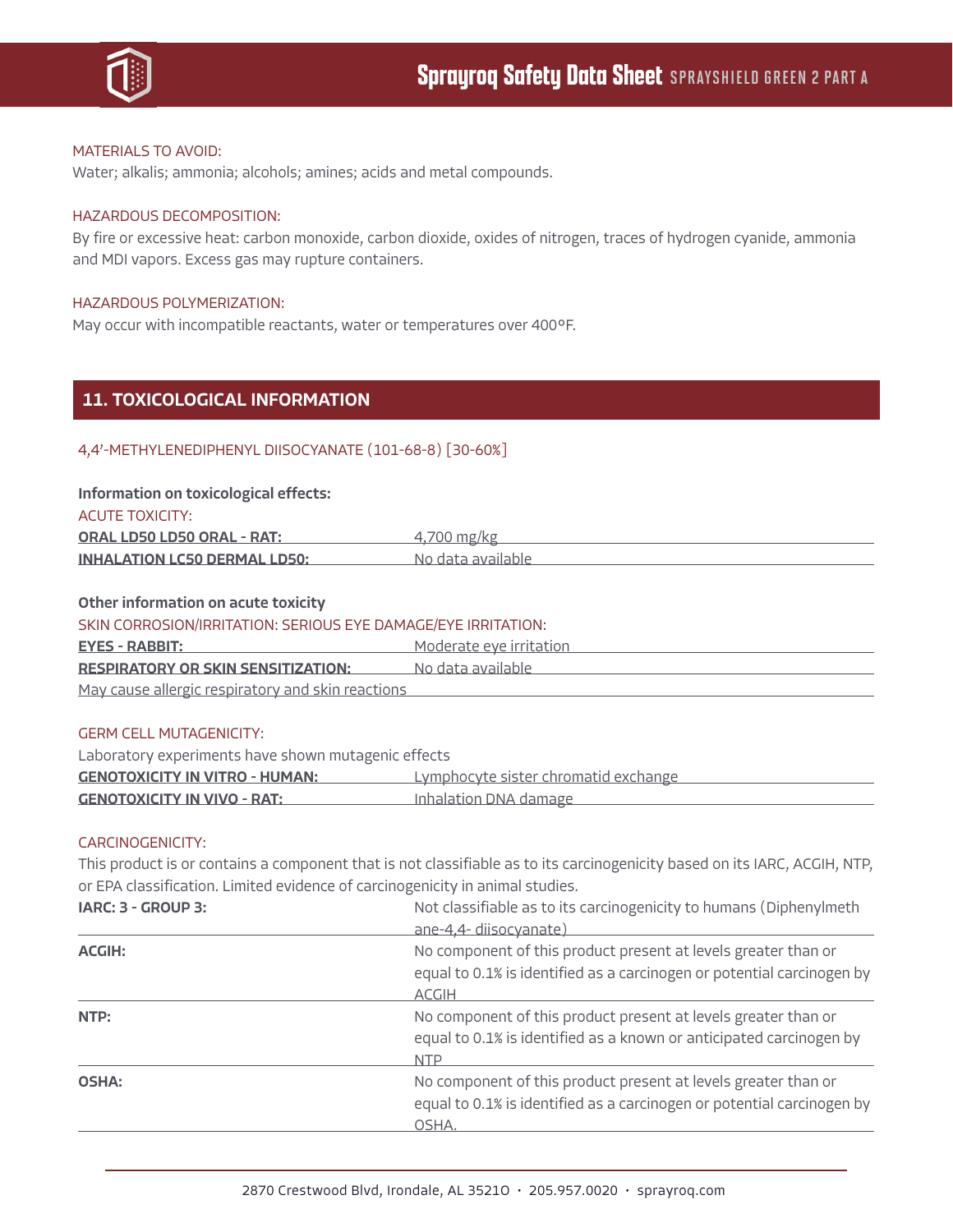MATERIALS TO AVOID:

Water; alkalis; ammonia; alcohols; amines; acids and metal compounds.

HAZARDOUS DECOMPOSITION:

By fire or excessive heat: carbon monoxide, carbon dioxide, oxides of nitrogen, traces of hydrogen cyanide, ammonia and MDI vapors. Excess gas may rupture containers.

HAZARDOUS POLYMERIZATION:

May occur with incompatible reactants, water or temperatures over 400°F.

## 11. TOXICOLOGICAL INFORMATION

4,4'-METHYLENEDIPHENYL DIISOCYANATE (101-68-8) [30-60%]

**Information on toxicological effects:**

ACUTE TOXICITY:

| | |
|---|---|
| **ORAL LD50 LD50 ORAL - RAT:** | 4,700 mg/kg |
| **INHALATION LC50 DERMAL LD50:** | No data available |

**Other information on acute toxicity**

SKIN CORROSION/IRRITATION: SERIOUS EYE DAMAGE/EYE IRRITATION:

| | |
|---|---|
| **EYES - RABBIT:** | Moderate eye irritation |
| **RESPIRATORY OR SKIN SENSITIZATION:** | No data available |
| May cause allergic respiratory and skin reactions | |

GERM CELL MUTAGENICITY:

Laboratory experiments have shown mutagenic effects

| | |
|---|---|
| **GENOTOXICITY IN VITRO - HUMAN:** | Lymphocyte sister chromatid exchange |
| **GENOTOXICITY IN VIVO - RAT:** | Inhalation DNA damage |

CARCINOGENICITY:

This product is or contains a component that is not classifiable as to its carcinogenicity based on its IARC, ACGIH, NTP, or EPA classification. Limited evidence of carcinogenicity in animal studies.

| | |
|---|---|
| **IARC: 3 - GROUP 3:** | Not classifiable as to its carcinogenicity to humans (Diphenylmethane-4,4- diisocyanate) |
| **ACGIH:** | No component of this product present at levels greater than or equal to 0.1% is identified as a carcinogen or potential carcinogen by ACGIH |
| **NTP:** | No component of this product present at levels greater than or equal to 0.1% is identified as a known or anticipated carcinogen by NTP |
| **OSHA:** | No component of this product present at levels greater than or equal to 0.1% is identified as a carcinogen or potential carcinogen by OSHA. |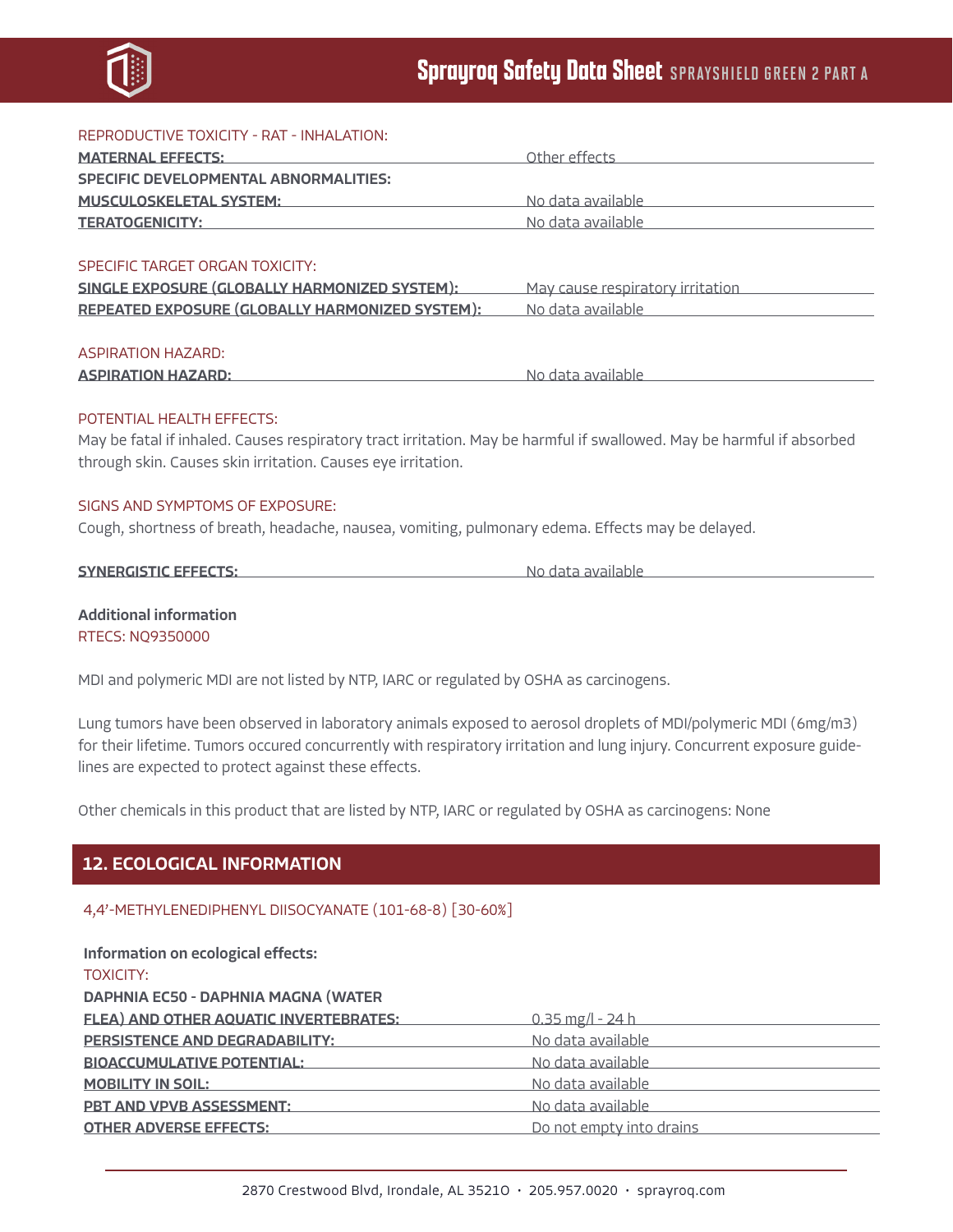REPRODUCTIVE TOXICITY - RAT - INHALATION:

| | |
|---|---|
| **MATERNAL EFFECTS:** | Other effects |
| **SPECIFIC DEVELOPMENTAL ABNORMALITIES:** | |
| **MUSCULOSKELETAL SYSTEM:** | No data available |
| **TERATOGENICITY:** | No data available |

SPECIFIC TARGET ORGAN TOXICITY:

| | |
|---|---|
| **SINGLE EXPOSURE (GLOBALLY HARMONIZED SYSTEM):** | May cause respiratory irritation |
| **REPEATED EXPOSURE (GLOBALLY HARMONIZED SYSTEM):** | No data available |

ASPIRATION HAZARD:

| | |
|---|---|
| **ASPIRATION HAZARD:** | No data available |

POTENTIAL HEALTH EFFECTS:

May be fatal if inhaled. Causes respiratory tract irritation. May be harmful if swallowed. May be harmful if absorbed through skin. Causes skin irritation. Causes eye irritation.

SIGNS AND SYMPTOMS OF EXPOSURE:

Cough, shortness of breath, headache, nausea, vomiting, pulmonary edema. Effects may be delayed.

| | |
|---|---|
| **SYNERGISTIC EFFECTS:** | No data available |

**Additional information**

RTECS: NQ9350000

MDI and polymeric MDI are not listed by NTP, IARC or regulated by OSHA as carcinogens.

Lung tumors have been observed in laboratory animals exposed to aerosol droplets of MDI/polymeric MDI (6mg/m3) for their lifetime. Tumors occured concurrently with respiratory irritation and lung injury. Concurrent exposure guidelines are expected to protect against these effects.

Other chemicals in this product that are listed by NTP, IARC or regulated by OSHA as carcinogens: None

## 12. ECOLOGICAL INFORMATION

4,4'-METHYLENEDIPHENYL DIISOCYANATE (101-68-8) [30-60%]

**Information on ecological effects:**

TOXICITY:

| | |
|---|---|
| **DAPHNIA EC50 - DAPHNIA MAGNA (WATER FLEA) AND OTHER AQUATIC INVERTEBRATES:** | 0.35 mg/l - 24 h |
| **PERSISTENCE AND DEGRADABILITY:** | No data available |
| **BIOACCUMULATIVE POTENTIAL:** | No data available |
| **MOBILITY IN SOIL:** | No data available |
| **PBT AND VPVB ASSESSMENT:** | No data available |
| **OTHER ADVERSE EFFECTS:** | Do not empty into drains |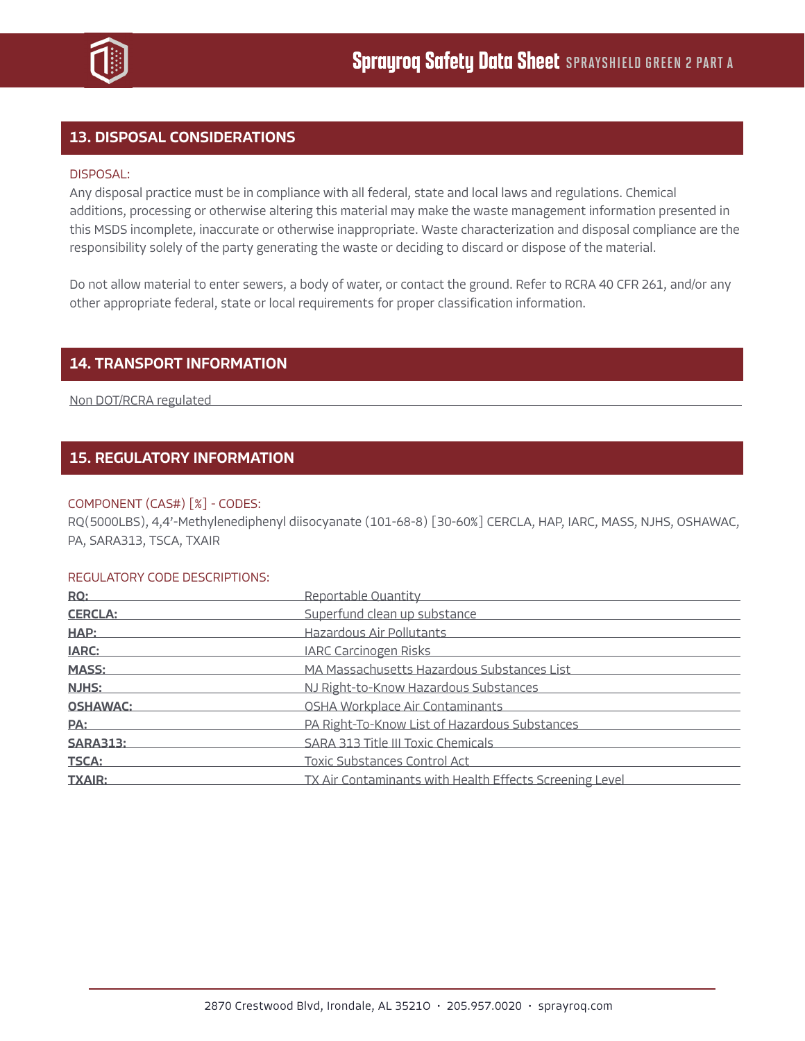## 13. DISPOSAL CONSIDERATIONS

DISPOSAL:

Any disposal practice must be in compliance with all federal, state and local laws and regulations. Chemical additions, processing or otherwise altering this material may make the waste management information presented in this MSDS incomplete, inaccurate or otherwise inappropriate. Waste characterization and disposal compliance are the responsibility solely of the party generating the waste or deciding to discard or dispose of the material.

Do not allow material to enter sewers, a body of water, or contact the ground. Refer to RCRA 40 CFR 261, and/or any other appropriate federal, state or local requirements for proper classification information.

## 14. TRANSPORT INFORMATION

Non DOT/RCRA regulated

## 15. REGULATORY INFORMATION

COMPONENT (CAS#) [%] - CODES:

RQ(5000LBS), 4,4'-Methylenediphenyl diisocyanate (101-68-8) [30-60%] CERCLA, HAP, IARC, MASS, NJHS, OSHAWAC, PA, SARA313, TSCA, TXAIR

REGULATORY CODE DESCRIPTIONS:

| | |
|---|---|
| **RQ:** | Reportable Quantity |
| **CERCLA:** | Superfund clean up substance |
| **HAP:** | Hazardous Air Pollutants |
| **IARC:** | IARC Carcinogen Risks |
| **MASS:** | MA Massachusetts Hazardous Substances List |
| **NJHS:** | NJ Right-to-Know Hazardous Substances |
| **OSHAWAC:** | OSHA Workplace Air Contaminants |
| **PA:** | PA Right-To-Know List of Hazardous Substances |
| **SARA313:** | SARA 313 Title III Toxic Chemicals |
| **TSCA:** | Toxic Substances Control Act |
| **TXAIR:** | TX Air Contaminants with Health Effects Screening Level |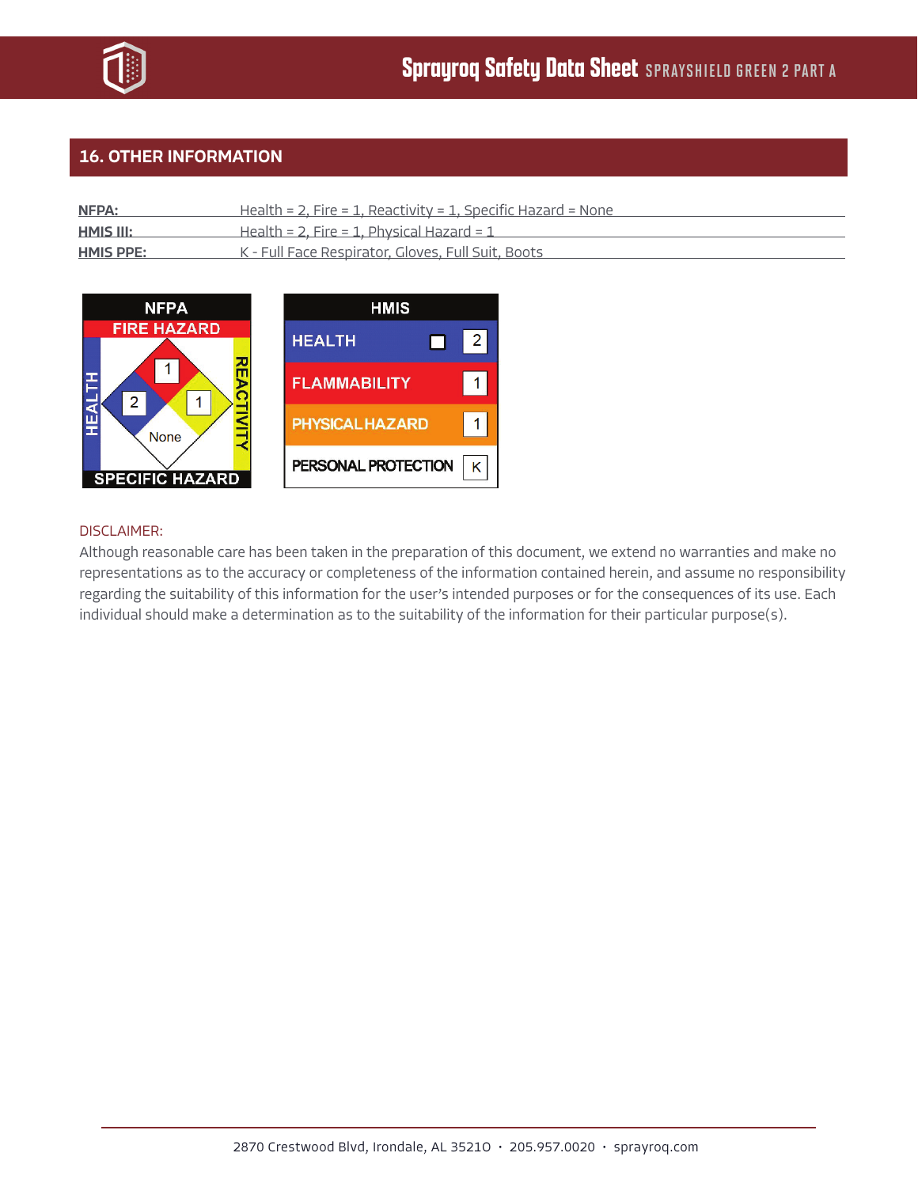## 16. OTHER INFORMATION

| | |
|---|---|
| **NFPA:** | Health = 2, Fire = 1, Reactivity = 1, Specific Hazard = None |
| **HMIS III:** | Health = 2, Fire = 1, Physical Hazard = 1 |
| **HMIS PPE:** | K - Full Face Respirator, Gloves, Full Suit, Boots |

NFPA
FIRE HAZARD
HEALTH
REACTIVITY
1
2
1
None
SPECIFIC HAZARD

| HMIS | |
|---|---|
| HEALTH | 2 |
| FLAMMABILITY | 1 |
| PHYSICAL HAZARD | 1 |
| PERSONAL PROTECTION | K |

DISCLAIMER:

Although reasonable care has been taken in the preparation of this document, we extend no warranties and make no representations as to the accuracy or completeness of the information contained herein, and assume no responsibility regarding the suitability of this information for the user's intended purposes or for the consequences of its use. Each individual should make a determination as to the suitability of the information for their particular purpose(s).